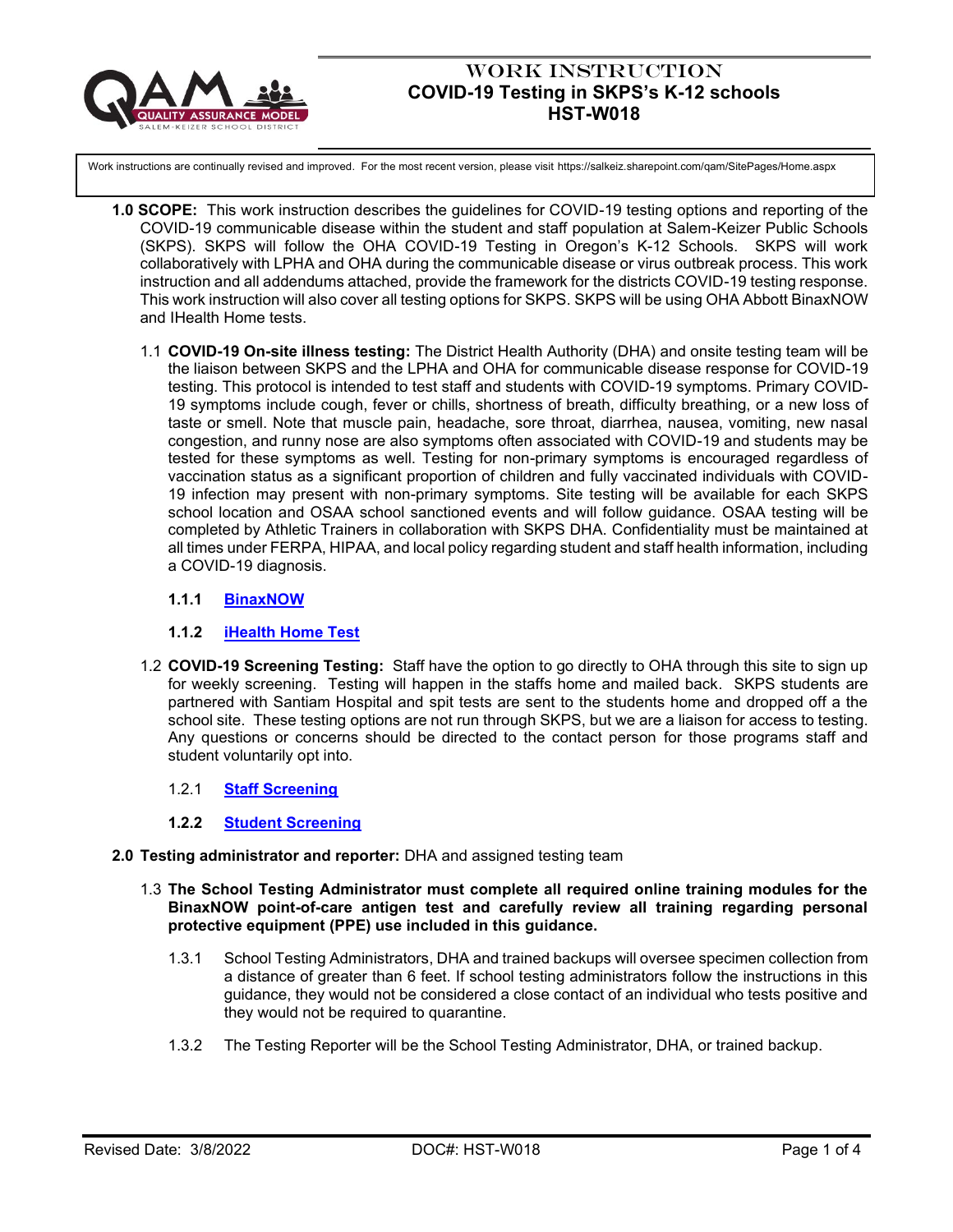# WORK INSTRUCTION
## COVID-19 Testing in SKPS's K-12 schools
## HST-W018

Work instructions are continually revised and improved. For the most recent version, please visit https://salkeiz.sharepoint.com/qam/SitePages/Home.aspx

**1.0 SCOPE:** This work instruction describes the guidelines for COVID-19 testing options and reporting of the COVID-19 communicable disease within the student and staff population at Salem-Keizer Public Schools (SKPS). SKPS will follow the OHA COVID-19 Testing in Oregon's K-12 Schools. SKPS will work collaboratively with LPHA and OHA during the communicable disease or virus outbreak process. This work instruction and all addendums attached, provide the framework for the districts COVID-19 testing response. This work instruction will also cover all testing options for SKPS. SKPS will be using OHA Abbott BinaxNOW and IHealth Home tests.

1.1 **COVID-19 On-site illness testing:** The District Health Authority (DHA) and onsite testing team will be the liaison between SKPS and the LPHA and OHA for communicable disease response for COVID-19 testing. This protocol is intended to test staff and students with COVID-19 symptoms. Primary COVID-19 symptoms include cough, fever or chills, shortness of breath, difficulty breathing, or a new loss of taste or smell. Note that muscle pain, headache, sore throat, diarrhea, nausea, vomiting, new nasal congestion, and runny nose are also symptoms often associated with COVID-19 and students may be tested for these symptoms as well. Testing for non-primary symptoms is encouraged regardless of vaccination status as a significant proportion of children and fully vaccinated individuals with COVID-19 infection may present with non-primary symptoms. Site testing will be available for each SKPS school location and OSAA school sanctioned events and will follow guidance. OSAA testing will be completed by Athletic Trainers in collaboration with SKPS DHA. Confidentiality must be maintained at all times under FERPA, HIPAA, and local policy regarding student and staff health information, including a COVID-19 diagnosis.

**1.1.1 BinaxNOW**

**1.1.2 iHealth Home Test**

1.2 **COVID-19 Screening Testing:** Staff have the option to go directly to OHA through this site to sign up for weekly screening. Testing will happen in the staffs home and mailed back. SKPS students are partnered with Santiam Hospital and spit tests are sent to the students home and dropped off a the school site. These testing options are not run through SKPS, but we are a liaison for access to testing. Any questions or concerns should be directed to the contact person for those programs staff and student voluntarily opt into.

1.2.1 **Staff Screening**

**1.2.2 Student Screening**

**2.0 Testing administrator and reporter:** DHA and assigned testing team

1.3 **The School Testing Administrator must complete all required online training modules for the BinaxNOW point-of-care antigen test and carefully review all training regarding personal protective equipment (PPE) use included in this guidance.**

1.3.1 School Testing Administrators, DHA and trained backups will oversee specimen collection from a distance of greater than 6 feet. If school testing administrators follow the instructions in this guidance, they would not be considered a close contact of an individual who tests positive and they would not be required to quarantine.

1.3.2 The Testing Reporter will be the School Testing Administrator, DHA, or trained backup.

Revised Date: 3/8/2022 DOC#: HST-W018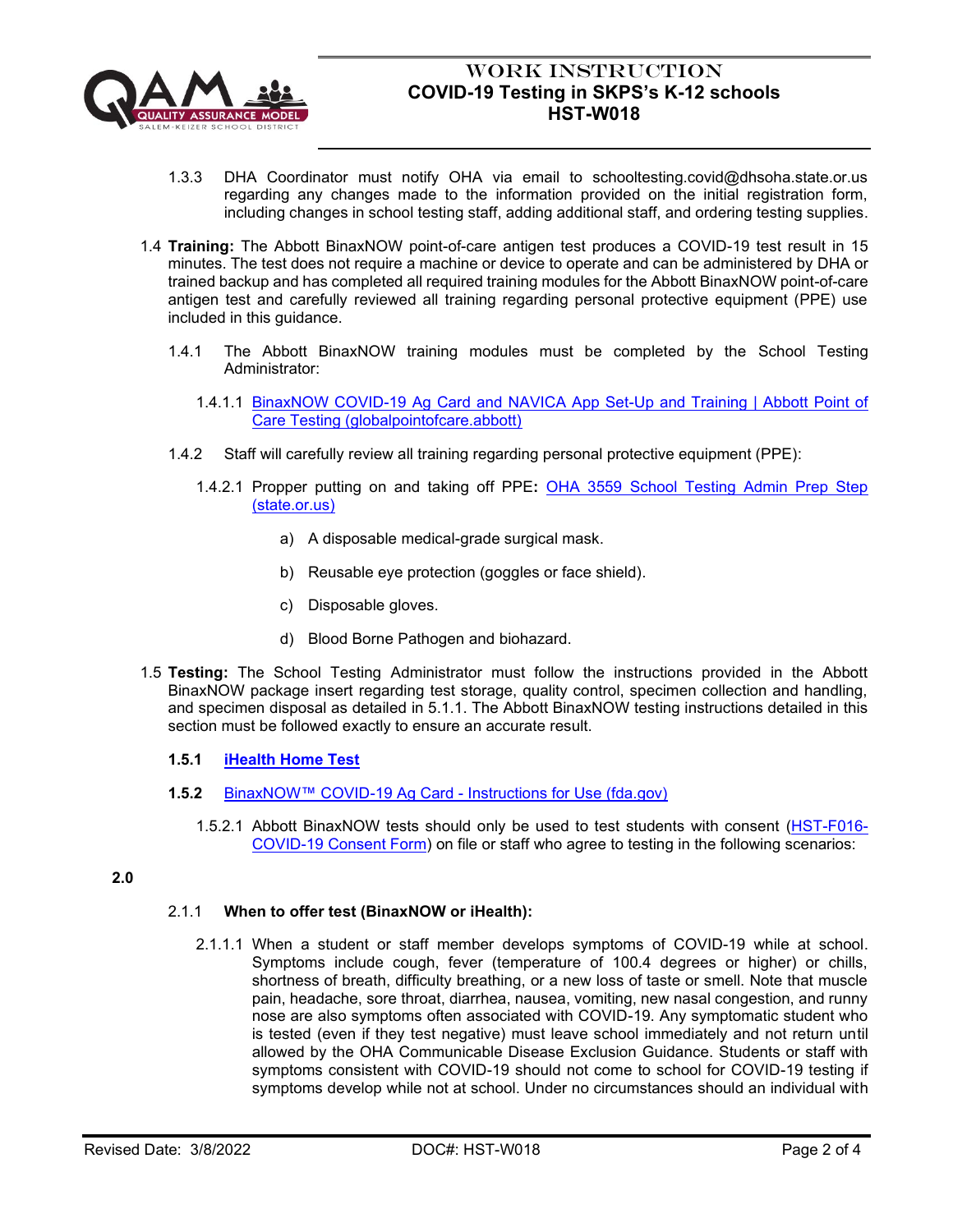1.3.3 DHA Coordinator must notify OHA via email to schooltesting.covid@dhsoha.state.or.us regarding any changes made to the information provided on the initial registration form, including changes in school testing staff, adding additional staff, and ordering testing supplies.

1.4 **Training:** The Abbott BinaxNOW point-of-care antigen test produces a COVID-19 test result in 15 minutes. The test does not require a machine or device to operate and can be administered by DHA or trained backup and has completed all required training modules for the Abbott BinaxNOW point-of-care antigen test and carefully reviewed all training regarding personal protective equipment (PPE) use included in this guidance.

1.4.1 The Abbott BinaxNOW training modules must be completed by the School Testing Administrator:

1.4.1.1 [BinaxNOW COVID-19 Ag Card and NAVICA App Set-Up and Training | Abbott Point of Care Testing (globalpointofcare.abbott)]()

1.4.2 Staff will carefully review all training regarding personal protective equipment (PPE):

1.4.2.1 Propper putting on and taking off PPE**:** [OHA 3559 School Testing Admin Prep Step (state.or.us)]()

a) A disposable medical-grade surgical mask.

b) Reusable eye protection (goggles or face shield).

c) Disposable gloves.

d) Blood Borne Pathogen and biohazard.

1.5 **Testing:** The School Testing Administrator must follow the instructions provided in the Abbott BinaxNOW package insert regarding test storage, quality control, specimen collection and handling, and specimen disposal as detailed in 5.1.1. The Abbott BinaxNOW testing instructions detailed in this section must be followed exactly to ensure an accurate result.

**1.5.1** **[iHealth Home Test]()**

**1.5.2** [BinaxNOW™ COVID-19 Ag Card - Instructions for Use (fda.gov)]()

1.5.2.1 Abbott BinaxNOW tests should only be used to test students with consent ([HST-F016-COVID-19 Consent Form]()) on file or staff who agree to testing in the following scenarios:

**2.0**

2.1.1 **When to offer test (BinaxNOW or iHealth):**

2.1.1.1 When a student or staff member develops symptoms of COVID-19 while at school. Symptoms include cough, fever (temperature of 100.4 degrees or higher) or chills, shortness of breath, difficulty breathing, or a new loss of taste or smell. Note that muscle pain, headache, sore throat, diarrhea, nausea, vomiting, new nasal congestion, and runny nose are also symptoms often associated with COVID-19. Any symptomatic student who is tested (even if they test negative) must leave school immediately and not return until allowed by the OHA Communicable Disease Exclusion Guidance. Students or staff with symptoms consistent with COVID-19 should not come to school for COVID-19 testing if symptoms develop while not at school. Under no circumstances should an individual with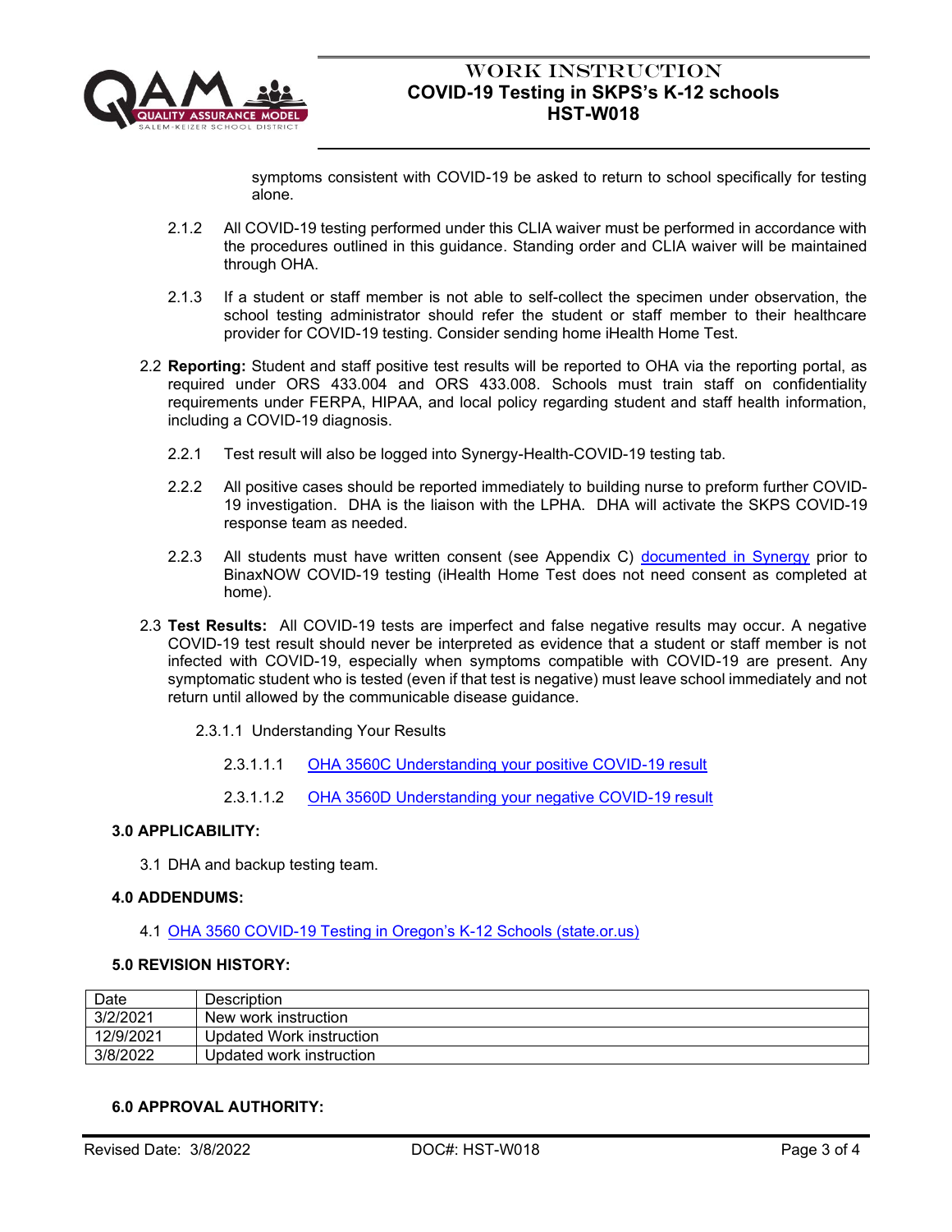symptoms consistent with COVID-19 be asked to return to school specifically for testing alone.

2.1.2 All COVID-19 testing performed under this CLIA waiver must be performed in accordance with the procedures outlined in this guidance. Standing order and CLIA waiver will be maintained through OHA.

2.1.3 If a student or staff member is not able to self-collect the specimen under observation, the school testing administrator should refer the student or staff member to their healthcare provider for COVID-19 testing. Consider sending home iHealth Home Test.

2.2 **Reporting:** Student and staff positive test results will be reported to OHA via the reporting portal, as required under ORS 433.004 and ORS 433.008. Schools must train staff on confidentiality requirements under FERPA, HIPAA, and local policy regarding student and staff health information, including a COVID-19 diagnosis.

2.2.1 Test result will also be logged into Synergy-Health-COVID-19 testing tab.

2.2.2 All positive cases should be reported immediately to building nurse to preform further COVID-19 investigation. DHA is the liaison with the LPHA. DHA will activate the SKPS COVID-19 response team as needed.

2.2.3 All students must have written consent (see Appendix C) documented in Synergy prior to BinaxNOW COVID-19 testing (iHealth Home Test does not need consent as completed at home).

2.3 **Test Results:** All COVID-19 tests are imperfect and false negative results may occur. A negative COVID-19 test result should never be interpreted as evidence that a student or staff member is not infected with COVID-19, especially when symptoms compatible with COVID-19 are present. Any symptomatic student who is tested (even if that test is negative) must leave school immediately and not return until allowed by the communicable disease guidance.

2.3.1.1 Understanding Your Results

2.3.1.1.1 OHA 3560C Understanding your positive COVID-19 result

2.3.1.1.2 OHA 3560D Understanding your negative COVID-19 result

**3.0 APPLICABILITY:**

3.1 DHA and backup testing team.

**4.0 ADDENDUMS:**

4.1 OHA 3560 COVID-19 Testing in Oregon's K-12 Schools (state.or.us)

**5.0 REVISION HISTORY:**

| Date | Description |
|---|---|
| 3/2/2021 | New work instruction |
| 12/9/2021 | Updated Work instruction |
| 3/8/2022 | Updated work instruction |

**6.0 APPROVAL AUTHORITY:**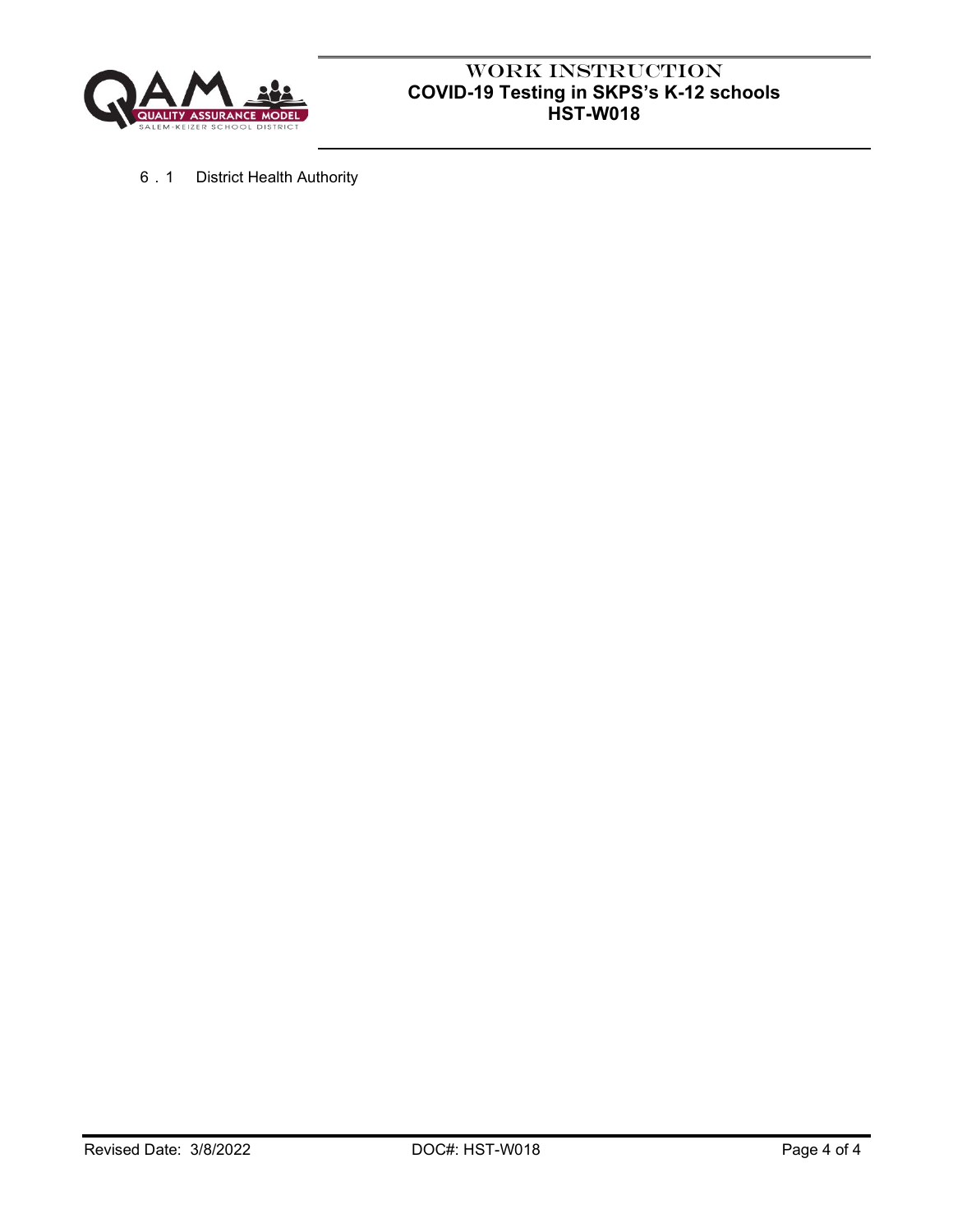6．1 District Health Authority